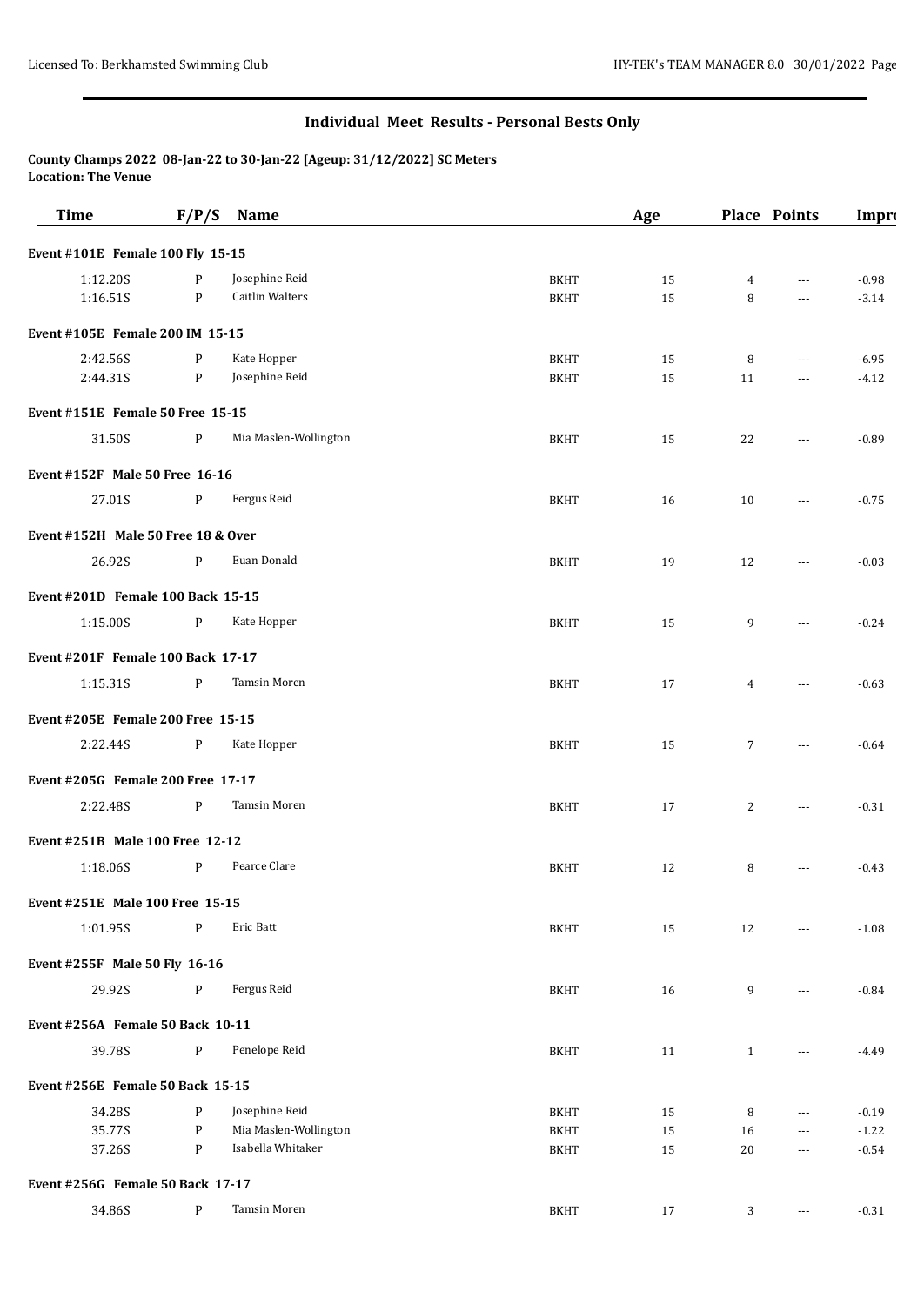## Individual Meet Results - Personal Bests Only

**County Champs 2022 08-Jan-22 to 30-Jan-22 [Ageup: 31/12/2022] SC Meters**
**Location: The Venue**

| Time | F/P/S | Name | | Age | Place | Points | Impr |
|---|---|---|---|---|---|---|---|
| **Event #101E Female 100 Fly 15-15** | | | | | | | |
| 1:12.20S | P | Josephine Reid | BKHT | 15 | 4 | --- | -0.98 |
| 1:16.51S | P | Caitlin Walters | BKHT | 15 | 8 | --- | -3.14 |
| **Event #105E Female 200 IM 15-15** | | | | | | | |
| 2:42.56S | P | Kate Hopper | BKHT | 15 | 8 | --- | -6.95 |
| 2:44.31S | P | Josephine Reid | BKHT | 15 | 11 | --- | -4.12 |
| **Event #151E Female 50 Free 15-15** | | | | | | | |
| 31.50S | P | Mia Maslen-Wollington | BKHT | 15 | 22 | --- | -0.89 |
| **Event #152F Male 50 Free 16-16** | | | | | | | |
| 27.01S | P | Fergus Reid | BKHT | 16 | 10 | --- | -0.75 |
| **Event #152H Male 50 Free 18 & Over** | | | | | | | |
| 26.92S | P | Euan Donald | BKHT | 19 | 12 | --- | -0.03 |
| **Event #201D Female 100 Back 15-15** | | | | | | | |
| 1:15.00S | P | Kate Hopper | BKHT | 15 | 9 | --- | -0.24 |
| **Event #201F Female 100 Back 17-17** | | | | | | | |
| 1:15.31S | P | Tamsin Moren | BKHT | 17 | 4 | --- | -0.63 |
| **Event #205E Female 200 Free 15-15** | | | | | | | |
| 2:22.44S | P | Kate Hopper | BKHT | 15 | 7 | --- | -0.64 |
| **Event #205G Female 200 Free 17-17** | | | | | | | |
| 2:22.48S | P | Tamsin Moren | BKHT | 17 | 2 | --- | -0.31 |
| **Event #251B Male 100 Free 12-12** | | | | | | | |
| 1:18.06S | P | Pearce Clare | BKHT | 12 | 8 | --- | -0.43 |
| **Event #251E Male 100 Free 15-15** | | | | | | | |
| 1:01.95S | P | Eric Batt | BKHT | 15 | 12 | --- | -1.08 |
| **Event #255F Male 50 Fly 16-16** | | | | | | | |
| 29.92S | P | Fergus Reid | BKHT | 16 | 9 | --- | -0.84 |
| **Event #256A Female 50 Back 10-11** | | | | | | | |
| 39.78S | P | Penelope Reid | BKHT | 11 | 1 | --- | -4.49 |
| **Event #256E Female 50 Back 15-15** | | | | | | | |
| 34.28S | P | Josephine Reid | BKHT | 15 | 8 | --- | -0.19 |
| 35.77S | P | Mia Maslen-Wollington | BKHT | 15 | 16 | --- | -1.22 |
| 37.26S | P | Isabella Whitaker | BKHT | 15 | 20 | --- | -0.54 |
| **Event #256G Female 50 Back 17-17** | | | | | | | |
| 34.86S | P | Tamsin Moren | BKHT | 17 | 3 | --- | -0.31 |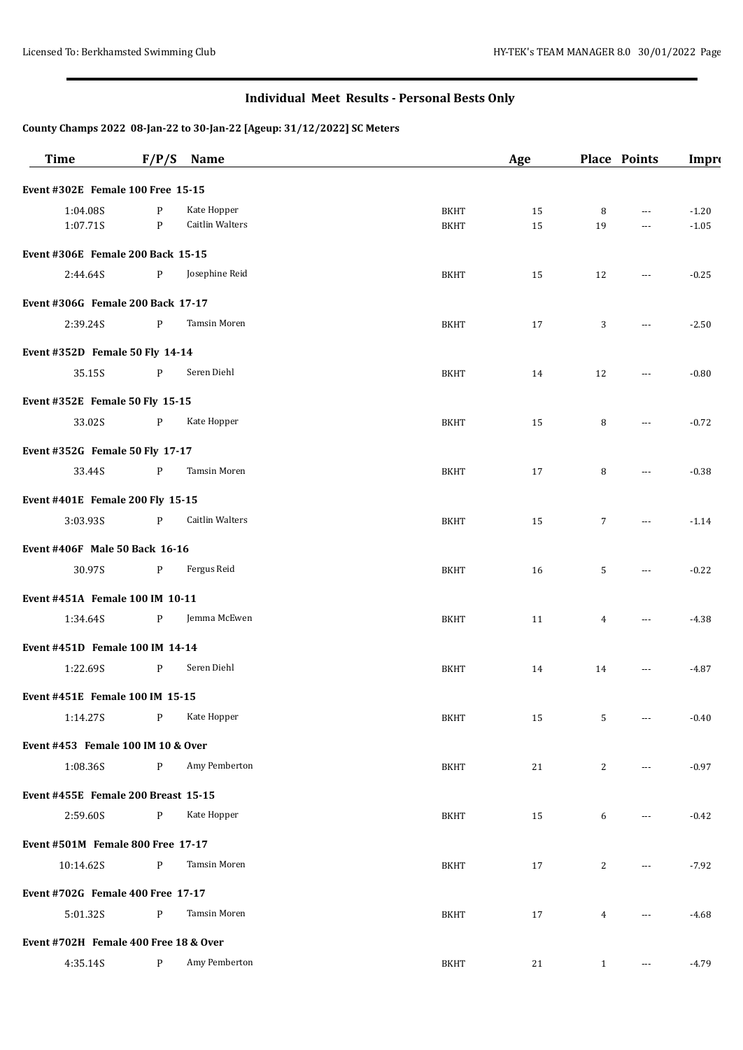## Individual Meet Results - Personal Bests Only

**County Champs 2022 08-Jan-22 to 30-Jan-22 [Ageup: 31/12/2022] SC Meters**

| Time | F/P/S | Name | | Age | Place | Points | Impro |
|---|---|---|---|---|---|---|---|
| **Event #302E Female 100 Free 15-15** | | | | | | | |
| 1:04.08S | P | Kate Hopper | BKHT | 15 | 8 | --- | -1.20 |
| 1:07.71S | P | Caitlin Walters | BKHT | 15 | 19 | --- | -1.05 |
| **Event #306E Female 200 Back 15-15** | | | | | | | |
| 2:44.64S | P | Josephine Reid | BKHT | 15 | 12 | --- | -0.25 |
| **Event #306G Female 200 Back 17-17** | | | | | | | |
| 2:39.24S | P | Tamsin Moren | BKHT | 17 | 3 | --- | -2.50 |
| **Event #352D Female 50 Fly 14-14** | | | | | | | |
| 35.15S | P | Seren Diehl | BKHT | 14 | 12 | --- | -0.80 |
| **Event #352E Female 50 Fly 15-15** | | | | | | | |
| 33.02S | P | Kate Hopper | BKHT | 15 | 8 | --- | -0.72 |
| **Event #352G Female 50 Fly 17-17** | | | | | | | |
| 33.44S | P | Tamsin Moren | BKHT | 17 | 8 | --- | -0.38 |
| **Event #401E Female 200 Fly 15-15** | | | | | | | |
| 3:03.93S | P | Caitlin Walters | BKHT | 15 | 7 | --- | -1.14 |
| **Event #406F Male 50 Back 16-16** | | | | | | | |
| 30.97S | P | Fergus Reid | BKHT | 16 | 5 | --- | -0.22 |
| **Event #451A Female 100 IM 10-11** | | | | | | | |
| 1:34.64S | P | Jemma McEwen | BKHT | 11 | 4 | --- | -4.38 |
| **Event #451D Female 100 IM 14-14** | | | | | | | |
| 1:22.69S | P | Seren Diehl | BKHT | 14 | 14 | --- | -4.87 |
| **Event #451E Female 100 IM 15-15** | | | | | | | |
| 1:14.27S | P | Kate Hopper | BKHT | 15 | 5 | --- | -0.40 |
| **Event #453 Female 100 IM 10 & Over** | | | | | | | |
| 1:08.36S | P | Amy Pemberton | BKHT | 21 | 2 | --- | -0.97 |
| **Event #455E Female 200 Breast 15-15** | | | | | | | |
| 2:59.60S | P | Kate Hopper | BKHT | 15 | 6 | --- | -0.42 |
| **Event #501M Female 800 Free 17-17** | | | | | | | |
| 10:14.62S | P | Tamsin Moren | BKHT | 17 | 2 | --- | -7.92 |
| **Event #702G Female 400 Free 17-17** | | | | | | | |
| 5:01.32S | P | Tamsin Moren | BKHT | 17 | 4 | --- | -4.68 |
| **Event #702H Female 400 Free 18 & Over** | | | | | | | |
| 4:35.14S | P | Amy Pemberton | BKHT | 21 | 1 | --- | -4.79 |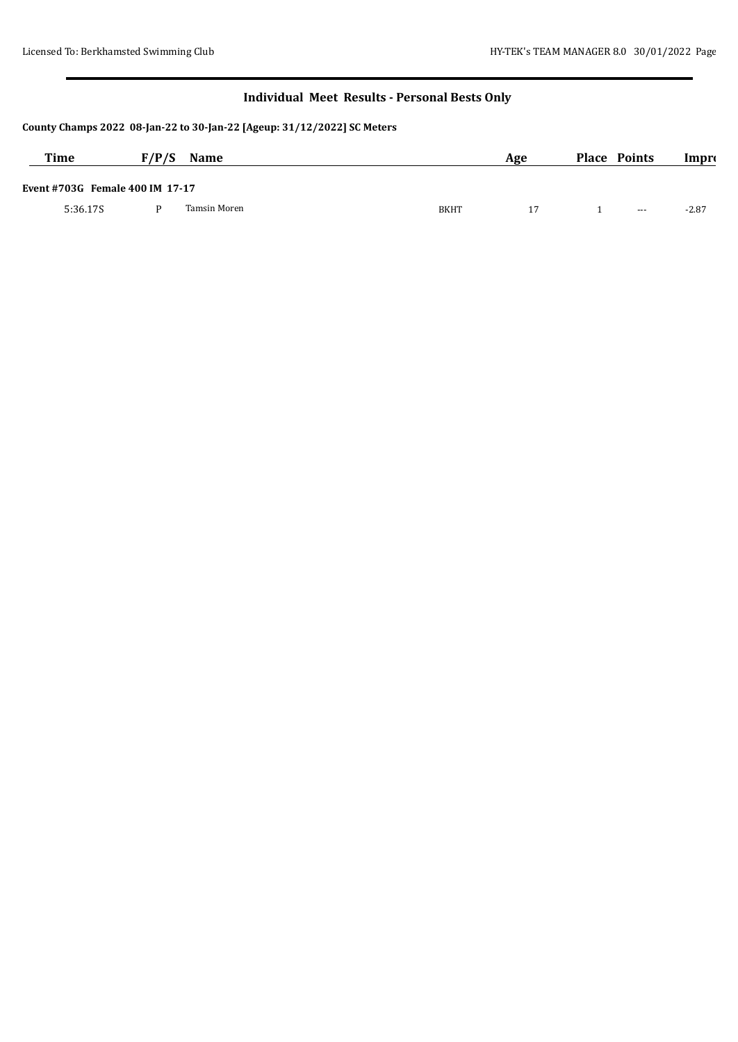## Individual Meet Results - Personal Bests Only

**County Champs 2022 08-Jan-22 to 30-Jan-22 [Ageup: 31/12/2022] SC Meters**

| Time | F/P/S | Name | | Age | Place | Points | Impro |
|---|---|---|---|---|---|---|---|
| **Event #703G Female 400 IM 17-17** | | | | | | | |
| 5:36.17S | P | Tamsin Moren | BKHT | 17 | 1 | --- | -2.87 |